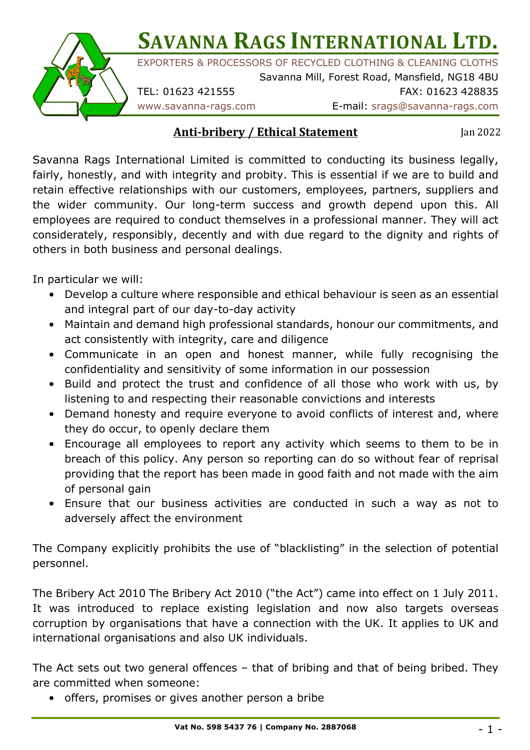# SAVANNA RAGS INTERNATIONAL LTD.

EXPORTERS & PROCESSORS OF RECYCLED CLOTHING & CLEANING CLOTHS

Savanna Mill, Forest Road, Mansfield, NG18 4BU

TEL: 01623 421555 FAX: 01623 428835

www.savanna-rags.com E-mail: srags@savanna-rags.com

## Anti-bribery / Ethical Statement

Jan 2022

Savanna Rags International Limited is committed to conducting its business legally, fairly, honestly, and with integrity and probity. This is essential if we are to build and retain effective relationships with our customers, employees, partners, suppliers and the wider community. Our long-term success and growth depend upon this. All employees are required to conduct themselves in a professional manner. They will act considerately, responsibly, decently and with due regard to the dignity and rights of others in both business and personal dealings.

In particular we will:

- Develop a culture where responsible and ethical behaviour is seen as an essential and integral part of our day-to-day activity
- Maintain and demand high professional standards, honour our commitments, and act consistently with integrity, care and diligence
- Communicate in an open and honest manner, while fully recognising the confidentiality and sensitivity of some information in our possession
- Build and protect the trust and confidence of all those who work with us, by listening to and respecting their reasonable convictions and interests
- Demand honesty and require everyone to avoid conflicts of interest and, where they do occur, to openly declare them
- Encourage all employees to report any activity which seems to them to be in breach of this policy. Any person so reporting can do so without fear of reprisal providing that the report has been made in good faith and not made with the aim of personal gain
- Ensure that our business activities are conducted in such a way as not to adversely affect the environment

The Company explicitly prohibits the use of "blacklisting" in the selection of potential personnel.

The Bribery Act 2010 The Bribery Act 2010 ("the Act") came into effect on 1 July 2011. It was introduced to replace existing legislation and now also targets overseas corruption by organisations that have a connection with the UK. It applies to UK and international organisations and also UK individuals.

The Act sets out two general offences – that of bribing and that of being bribed. They are committed when someone:

- offers, promises or gives another person a bribe

Vat No. 598 5437 76 | Company No. 2887068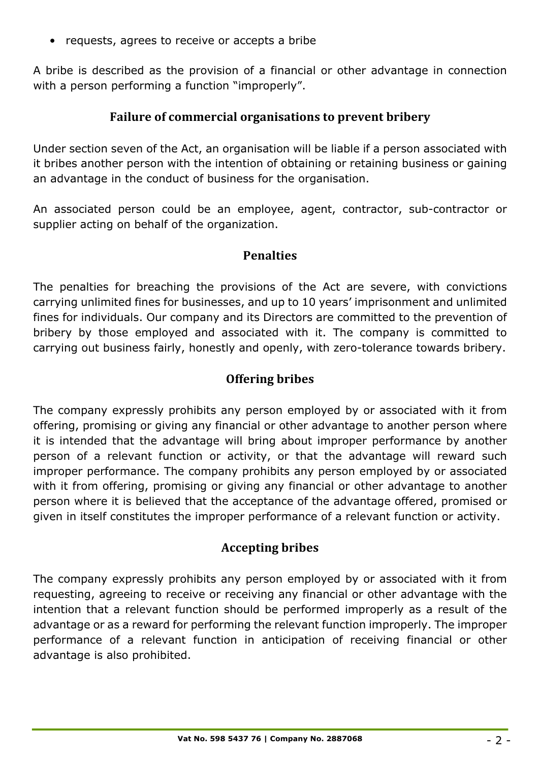- requests, agrees to receive or accepts a bribe

A bribe is described as the provision of a financial or other advantage in connection with a person performing a function "improperly".

## Failure of commercial organisations to prevent bribery

Under section seven of the Act, an organisation will be liable if a person associated with it bribes another person with the intention of obtaining or retaining business or gaining an advantage in the conduct of business for the organisation.

An associated person could be an employee, agent, contractor, sub-contractor or supplier acting on behalf of the organization.

## Penalties

The penalties for breaching the provisions of the Act are severe, with convictions carrying unlimited fines for businesses, and up to 10 years' imprisonment and unlimited fines for individuals. Our company and its Directors are committed to the prevention of bribery by those employed and associated with it. The company is committed to carrying out business fairly, honestly and openly, with zero-tolerance towards bribery.

## Offering bribes

The company expressly prohibits any person employed by or associated with it from offering, promising or giving any financial or other advantage to another person where it is intended that the advantage will bring about improper performance by another person of a relevant function or activity, or that the advantage will reward such improper performance. The company prohibits any person employed by or associated with it from offering, promising or giving any financial or other advantage to another person where it is believed that the acceptance of the advantage offered, promised or given in itself constitutes the improper performance of a relevant function or activity.

## Accepting bribes

The company expressly prohibits any person employed by or associated with it from requesting, agreeing to receive or receiving any financial or other advantage with the intention that a relevant function should be performed improperly as a result of the advantage or as a reward for performing the relevant function improperly. The improper performance of a relevant function in anticipation of receiving financial or other advantage is also prohibited.

**Vat No. 598 5437 76 | Company No. 2887068**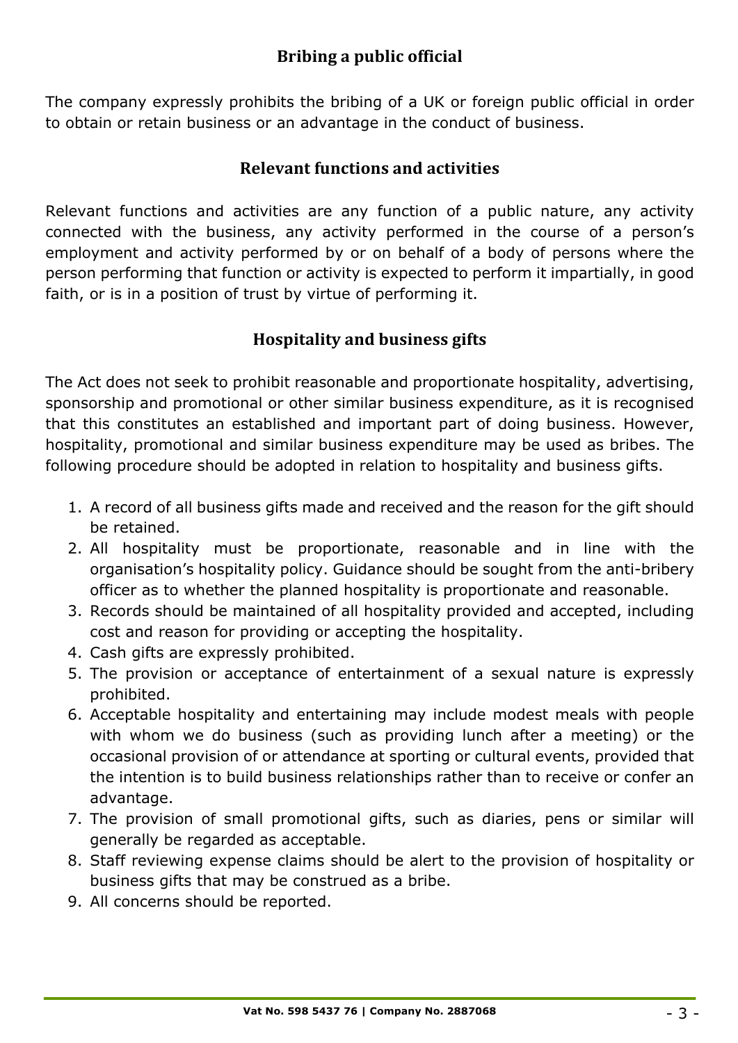## Bribing a public official

The company expressly prohibits the bribing of a UK or foreign public official in order to obtain or retain business or an advantage in the conduct of business.

## Relevant functions and activities

Relevant functions and activities are any function of a public nature, any activity connected with the business, any activity performed in the course of a person's employment and activity performed by or on behalf of a body of persons where the person performing that function or activity is expected to perform it impartially, in good faith, or is in a position of trust by virtue of performing it.

## Hospitality and business gifts

The Act does not seek to prohibit reasonable and proportionate hospitality, advertising, sponsorship and promotional or other similar business expenditure, as it is recognised that this constitutes an established and important part of doing business. However, hospitality, promotional and similar business expenditure may be used as bribes. The following procedure should be adopted in relation to hospitality and business gifts.

1. A record of all business gifts made and received and the reason for the gift should be retained.
2. All hospitality must be proportionate, reasonable and in line with the organisation's hospitality policy. Guidance should be sought from the anti-bribery officer as to whether the planned hospitality is proportionate and reasonable.
3. Records should be maintained of all hospitality provided and accepted, including cost and reason for providing or accepting the hospitality.
4. Cash gifts are expressly prohibited.
5. The provision or acceptance of entertainment of a sexual nature is expressly prohibited.
6. Acceptable hospitality and entertaining may include modest meals with people with whom we do business (such as providing lunch after a meeting) or the occasional provision of or attendance at sporting or cultural events, provided that the intention is to build business relationships rather than to receive or confer an advantage.
7. The provision of small promotional gifts, such as diaries, pens or similar will generally be regarded as acceptable.
8. Staff reviewing expense claims should be alert to the provision of hospitality or business gifts that may be construed as a bribe.
9. All concerns should be reported.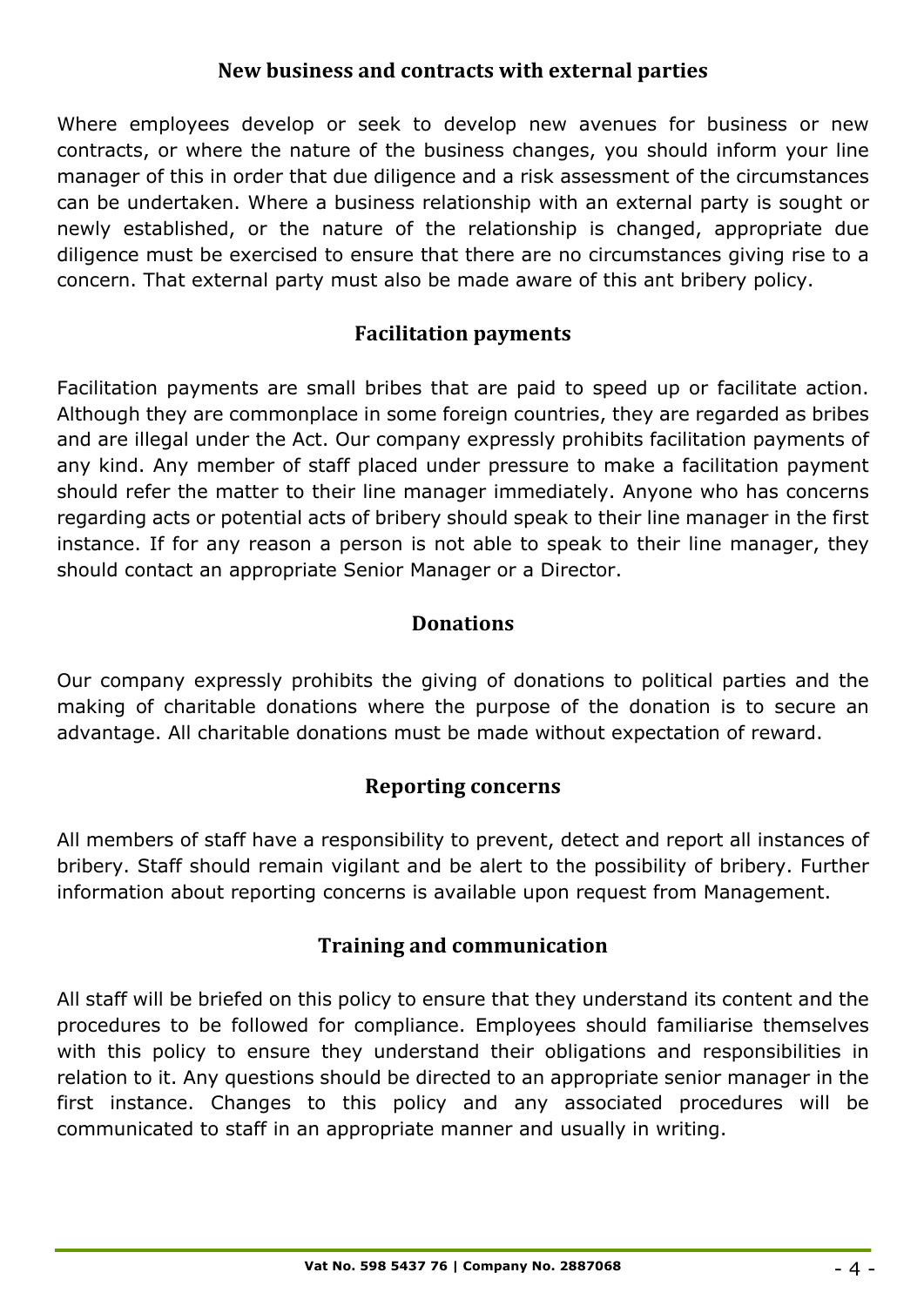## New business and contracts with external parties

Where employees develop or seek to develop new avenues for business or new contracts, or where the nature of the business changes, you should inform your line manager of this in order that due diligence and a risk assessment of the circumstances can be undertaken. Where a business relationship with an external party is sought or newly established, or the nature of the relationship is changed, appropriate due diligence must be exercised to ensure that there are no circumstances giving rise to a concern. That external party must also be made aware of this ant bribery policy.

## Facilitation payments

Facilitation payments are small bribes that are paid to speed up or facilitate action. Although they are commonplace in some foreign countries, they are regarded as bribes and are illegal under the Act. Our company expressly prohibits facilitation payments of any kind. Any member of staff placed under pressure to make a facilitation payment should refer the matter to their line manager immediately. Anyone who has concerns regarding acts or potential acts of bribery should speak to their line manager in the first instance. If for any reason a person is not able to speak to their line manager, they should contact an appropriate Senior Manager or a Director.

## Donations

Our company expressly prohibits the giving of donations to political parties and the making of charitable donations where the purpose of the donation is to secure an advantage. All charitable donations must be made without expectation of reward.

## Reporting concerns

All members of staff have a responsibility to prevent, detect and report all instances of bribery. Staff should remain vigilant and be alert to the possibility of bribery. Further information about reporting concerns is available upon request from Management.

## Training and communication

All staff will be briefed on this policy to ensure that they understand its content and the procedures to be followed for compliance. Employees should familiarise themselves with this policy to ensure they understand their obligations and responsibilities in relation to it. Any questions should be directed to an appropriate senior manager in the first instance. Changes to this policy and any associated procedures will be communicated to staff in an appropriate manner and usually in writing.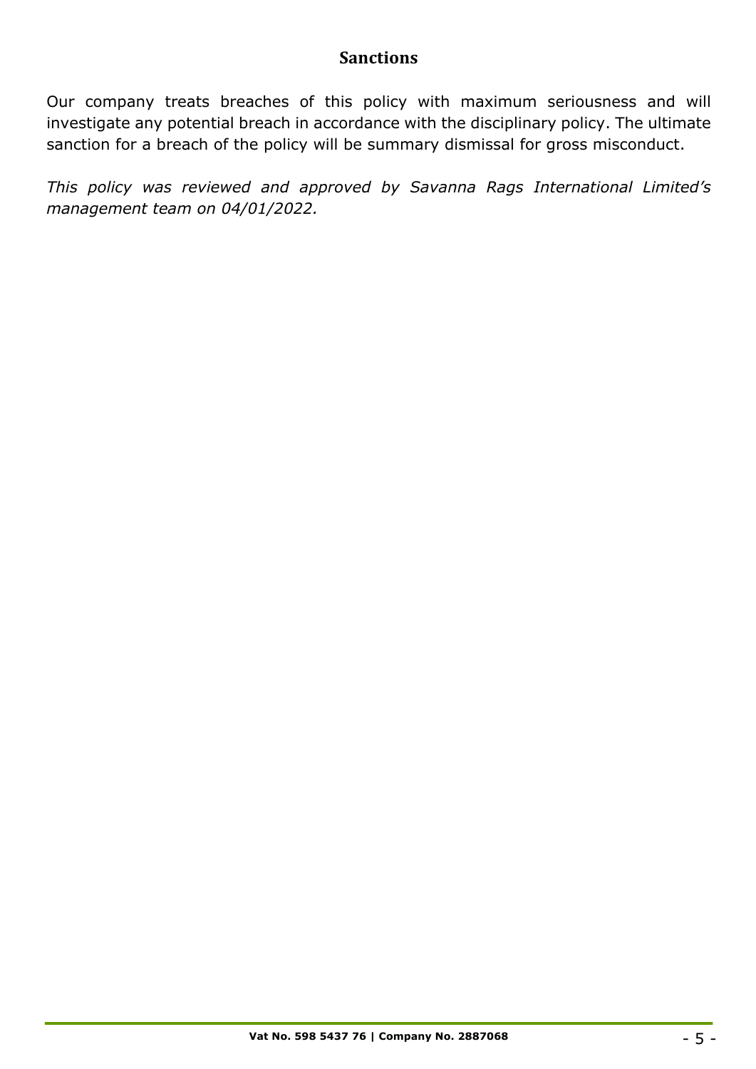## Sanctions

Our company treats breaches of this policy with maximum seriousness and will investigate any potential breach in accordance with the disciplinary policy. The ultimate sanction for a breach of the policy will be summary dismissal for gross misconduct.

*This policy was reviewed and approved by Savanna Rags International Limited's management team on 04/01/2022.*